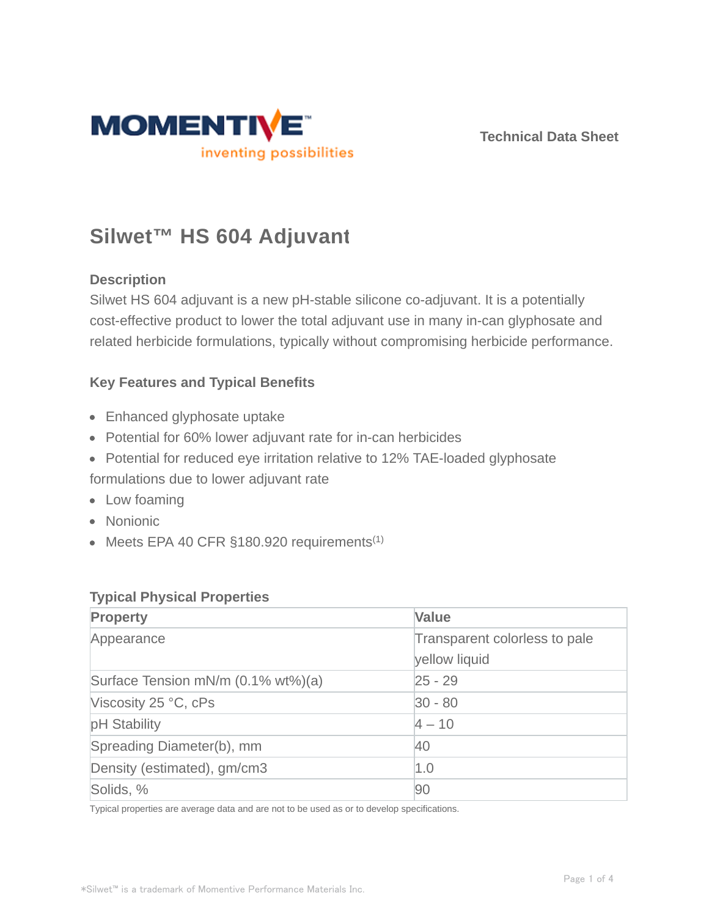MOMENTIVE™
inventing possibilities

Technical Data Sheet

# Silwet™ HS 604 Adjuvant

## Description

Silwet HS 604 adjuvant is a new pH-stable silicone co-adjuvant. It is a potentially cost-effective product to lower the total adjuvant use in many in-can glyphosate and related herbicide formulations, typically without compromising herbicide performance.

## Key Features and Typical Benefits

- Enhanced glyphosate uptake
- Potential for 60% lower adjuvant rate for in-can herbicides
- Potential for reduced eye irritation relative to 12% TAE-loaded glyphosate formulations due to lower adjuvant rate
- Low foaming
- Nonionic
- Meets EPA 40 CFR §180.920 requirements[1]

## Typical Physical Properties

| Property | Value |
| --- | --- |
| Appearance | Transparent colorless to pale yellow liquid |
| Surface Tension mN/m (0.1% wt%)(a) | 25 - 29 |
| Viscosity 25 °C, cPs | 30 - 80 |
| pH Stability | 4 – 10 |
| Spreading Diameter(b), mm | 40 |
| Density (estimated), gm/cm3 | 1.0 |
| Solids, % | 90 |

Typical properties are average data and are not to be used as or to develop specifications.

*Silwet™ is a trademark of Momentive Performance Materials Inc.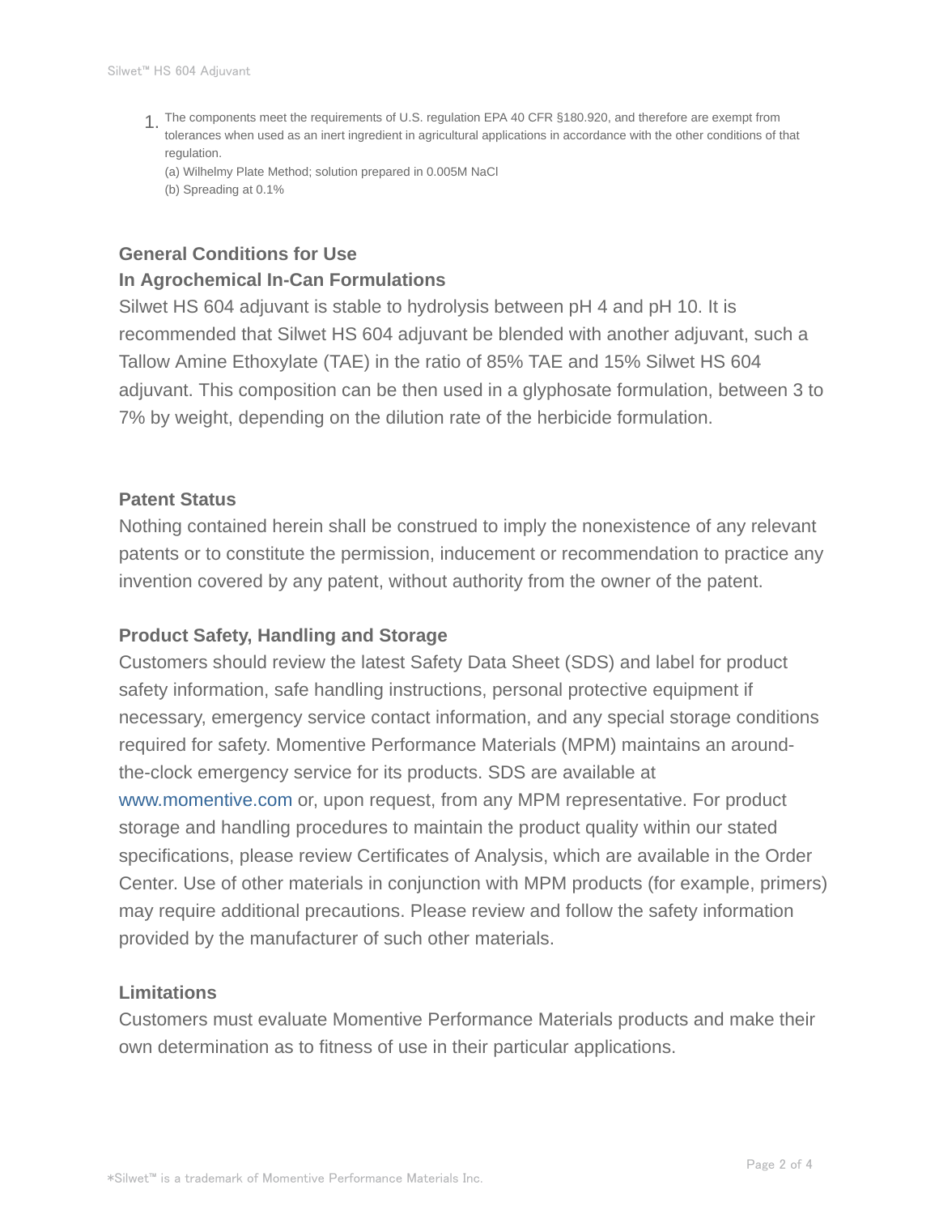1. The components meet the requirements of U.S. regulation EPA 40 CFR §180.920, and therefore are exempt from tolerances when used as an inert ingredient in agricultural applications in accordance with the other conditions of that regulation.
   (a) Wilhelmy Plate Method; solution prepared in 0.005M NaCl
   (b) Spreading at 0.1%

### General Conditions for Use
### In Agrochemical In-Can Formulations

Silwet HS 604 adjuvant is stable to hydrolysis between pH 4 and pH 10. It is recommended that Silwet HS 604 adjuvant be blended with another adjuvant, such a Tallow Amine Ethoxylate (TAE) in the ratio of 85% TAE and 15% Silwet HS 604 adjuvant. This composition can be then used in a glyphosate formulation, between 3 to 7% by weight, depending on the dilution rate of the herbicide formulation.

### Patent Status

Nothing contained herein shall be construed to imply the nonexistence of any relevant patents or to constitute the permission, inducement or recommendation to practice any invention covered by any patent, without authority from the owner of the patent.

### Product Safety, Handling and Storage

Customers should review the latest Safety Data Sheet (SDS) and label for product safety information, safe handling instructions, personal protective equipment if necessary, emergency service contact information, and any special storage conditions required for safety. Momentive Performance Materials (MPM) maintains an around-the-clock emergency service for its products. SDS are available at www.momentive.com or, upon request, from any MPM representative. For product storage and handling procedures to maintain the product quality within our stated specifications, please review Certificates of Analysis, which are available in the Order Center. Use of other materials in conjunction with MPM products (for example, primers) may require additional precautions. Please review and follow the safety information provided by the manufacturer of such other materials.

### Limitations

Customers must evaluate Momentive Performance Materials products and make their own determination as to fitness of use in their particular applications.

*Silwet™ is a trademark of Momentive Performance Materials Inc.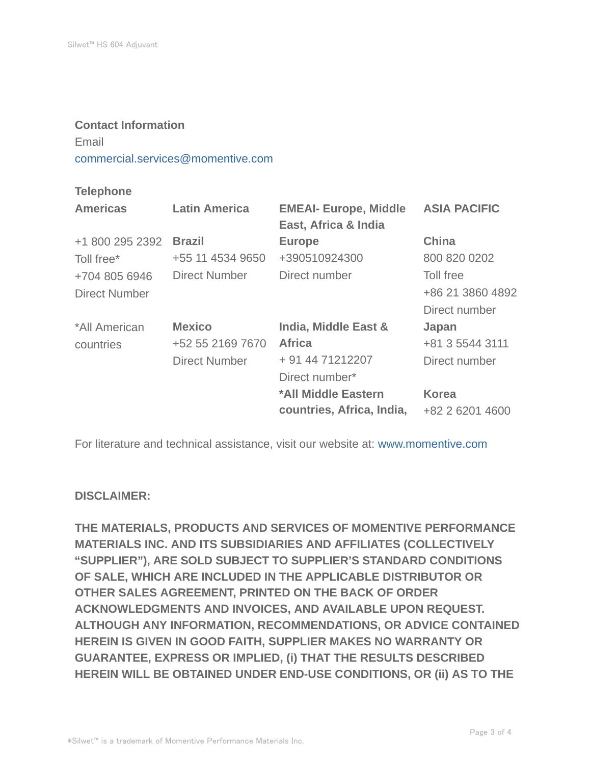### Contact Information

Email

commercial.services@momentive.com

### Telephone

| Americas | Latin America | EMEAI- Europe, Middle East, Africa & India | ASIA PACIFIC |
|---|---|---|---|
| +1 800 295 2392<br>Toll free*<br>+704 805 6946<br>Direct Number | **Brazil**<br>+55 11 4534 9650<br>Direct Number | **Europe**<br>+390510924300<br>Direct number | **China**<br>800 820 0202<br>Toll free<br>+86 21 3860 4892<br>Direct number |
| *All American countries | **Mexico**<br>+52 55 2169 7670<br>Direct Number | **India, Middle East & Africa**<br>+ 91 44 71212207<br>Direct number* | **Japan**<br>+81 3 5544 3111<br>Direct number |
| | | **\*All Middle Eastern countries, Africa, India,** | **Korea**<br>+82 2 6201 4600 |

For literature and technical assistance, visit our website at: www.momentive.com

**DISCLAIMER:**

**THE MATERIALS, PRODUCTS AND SERVICES OF MOMENTIVE PERFORMANCE MATERIALS INC. AND ITS SUBSIDIARIES AND AFFILIATES (COLLECTIVELY "SUPPLIER"), ARE SOLD SUBJECT TO SUPPLIER'S STANDARD CONDITIONS OF SALE, WHICH ARE INCLUDED IN THE APPLICABLE DISTRIBUTOR OR OTHER SALES AGREEMENT, PRINTED ON THE BACK OF ORDER ACKNOWLEDGMENTS AND INVOICES, AND AVAILABLE UPON REQUEST. ALTHOUGH ANY INFORMATION, RECOMMENDATIONS, OR ADVICE CONTAINED HEREIN IS GIVEN IN GOOD FAITH, SUPPLIER MAKES NO WARRANTY OR GUARANTEE, EXPRESS OR IMPLIED, (i) THAT THE RESULTS DESCRIBED HEREIN WILL BE OBTAINED UNDER END-USE CONDITIONS, OR (ii) AS TO THE**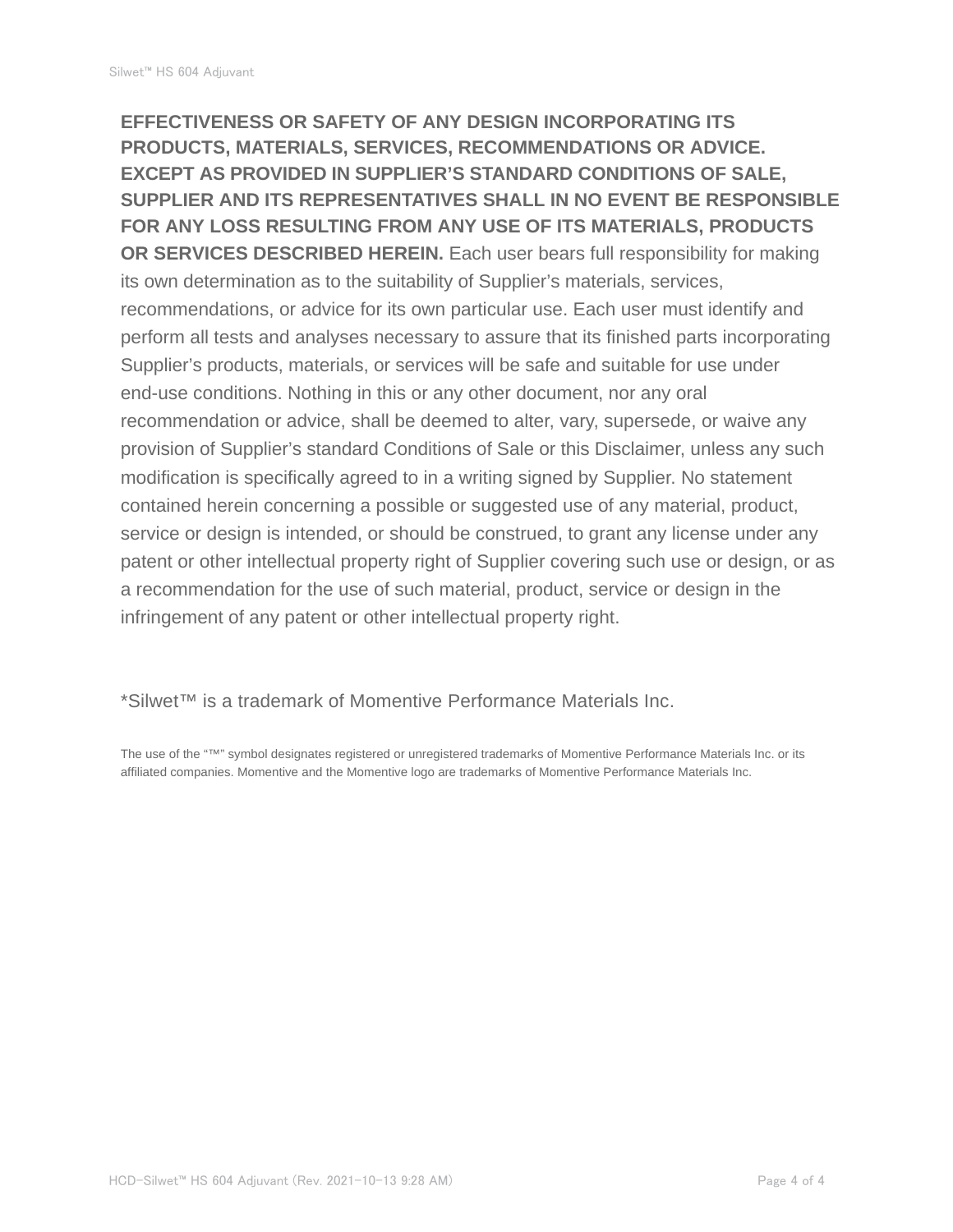**EFFECTIVENESS OR SAFETY OF ANY DESIGN INCORPORATING ITS PRODUCTS, MATERIALS, SERVICES, RECOMMENDATIONS OR ADVICE. EXCEPT AS PROVIDED IN SUPPLIER'S STANDARD CONDITIONS OF SALE, SUPPLIER AND ITS REPRESENTATIVES SHALL IN NO EVENT BE RESPONSIBLE FOR ANY LOSS RESULTING FROM ANY USE OF ITS MATERIALS, PRODUCTS OR SERVICES DESCRIBED HEREIN.** Each user bears full responsibility for making its own determination as to the suitability of Supplier's materials, services, recommendations, or advice for its own particular use. Each user must identify and perform all tests and analyses necessary to assure that its finished parts incorporating Supplier's products, materials, or services will be safe and suitable for use under end-use conditions. Nothing in this or any other document, nor any oral recommendation or advice, shall be deemed to alter, vary, supersede, or waive any provision of Supplier's standard Conditions of Sale or this Disclaimer, unless any such modification is specifically agreed to in a writing signed by Supplier. No statement contained herein concerning a possible or suggested use of any material, product, service or design is intended, or should be construed, to grant any license under any patent or other intellectual property right of Supplier covering such use or design, or as a recommendation for the use of such material, product, service or design in the infringement of any patent or other intellectual property right.

*Silwet™ is a trademark of Momentive Performance Materials Inc.

The use of the "™" symbol designates registered or unregistered trademarks of Momentive Performance Materials Inc. or its affiliated companies. Momentive and the Momentive logo are trademarks of Momentive Performance Materials Inc.